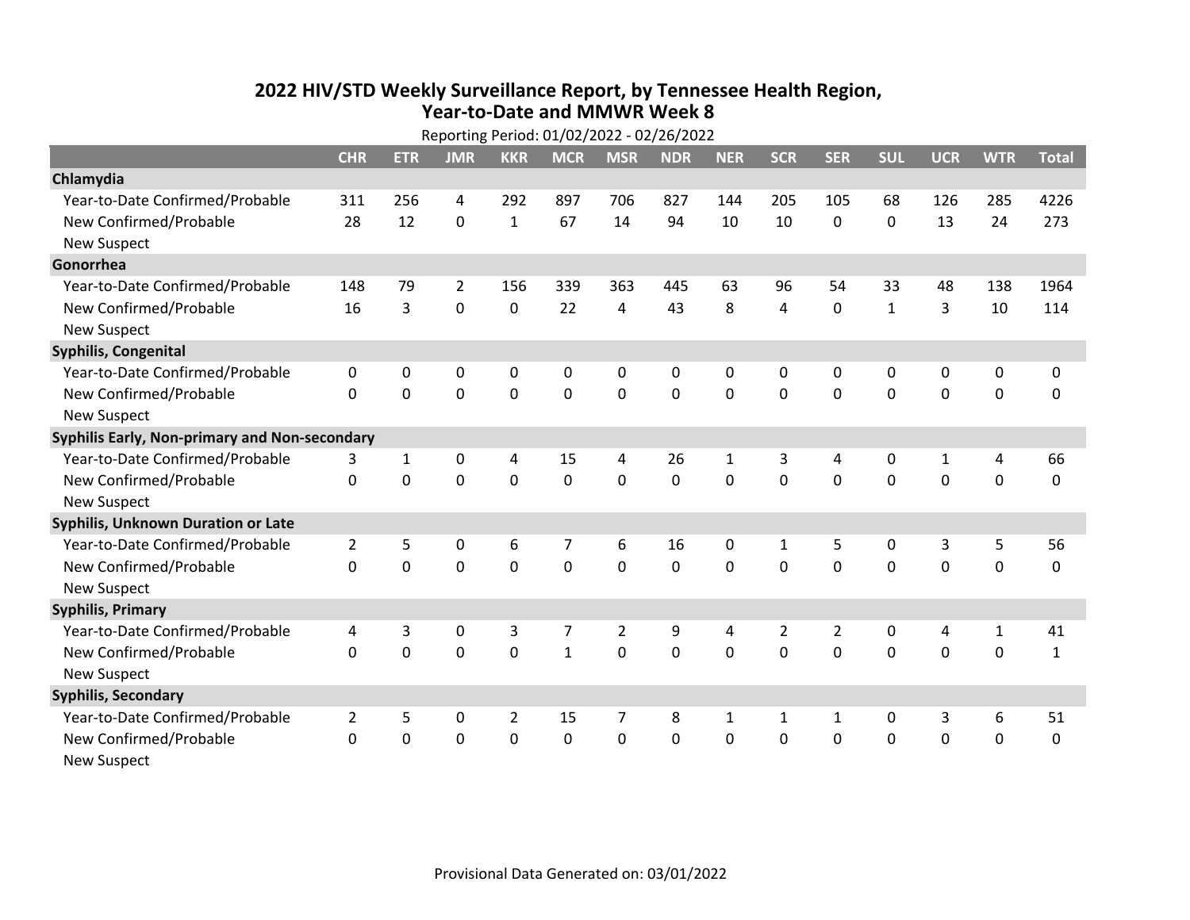# 2022 HIV/STD Weekly Surveillance Report, by Tennessee Health Region, Year-to-Date and MMWR Week 8

Reporting Period: 01/02/2022 - 02/26/2022

| | CHR | ETR | JMR | KKR | MCR | MSR | NDR | NER | SCR | SER | SUL | UCR | WTR | Total |
|---|---|---|---|---|---|---|---|---|---|---|---|---|---|---|
| **Chlamydia** | | | | | | | | | | | | | | |
| Year-to-Date Confirmed/Probable | 311 | 256 | 4 | 292 | 897 | 706 | 827 | 144 | 205 | 105 | 68 | 126 | 285 | 4226 |
| New Confirmed/Probable | 28 | 12 | 0 | 1 | 67 | 14 | 94 | 10 | 10 | 0 | 0 | 13 | 24 | 273 |
| New Suspect | | | | | | | | | | | | | | |
| **Gonorrhea** | | | | | | | | | | | | | | |
| Year-to-Date Confirmed/Probable | 148 | 79 | 2 | 156 | 339 | 363 | 445 | 63 | 96 | 54 | 33 | 48 | 138 | 1964 |
| New Confirmed/Probable | 16 | 3 | 0 | 0 | 22 | 4 | 43 | 8 | 4 | 0 | 1 | 3 | 10 | 114 |
| New Suspect | | | | | | | | | | | | | | |
| **Syphilis, Congenital** | | | | | | | | | | | | | | |
| Year-to-Date Confirmed/Probable | 0 | 0 | 0 | 0 | 0 | 0 | 0 | 0 | 0 | 0 | 0 | 0 | 0 | 0 |
| New Confirmed/Probable | 0 | 0 | 0 | 0 | 0 | 0 | 0 | 0 | 0 | 0 | 0 | 0 | 0 | 0 |
| New Suspect | | | | | | | | | | | | | | |
| **Syphilis Early, Non-primary and Non-secondary** | | | | | | | | | | | | | | |
| Year-to-Date Confirmed/Probable | 3 | 1 | 0 | 4 | 15 | 4 | 26 | 1 | 3 | 4 | 0 | 1 | 4 | 66 |
| New Confirmed/Probable | 0 | 0 | 0 | 0 | 0 | 0 | 0 | 0 | 0 | 0 | 0 | 0 | 0 | 0 |
| New Suspect | | | | | | | | | | | | | | |
| **Syphilis, Unknown Duration or Late** | | | | | | | | | | | | | | |
| Year-to-Date Confirmed/Probable | 2 | 5 | 0 | 6 | 7 | 6 | 16 | 0 | 1 | 5 | 0 | 3 | 5 | 56 |
| New Confirmed/Probable | 0 | 0 | 0 | 0 | 0 | 0 | 0 | 0 | 0 | 0 | 0 | 0 | 0 | 0 |
| New Suspect | | | | | | | | | | | | | | |
| **Syphilis, Primary** | | | | | | | | | | | | | | |
| Year-to-Date Confirmed/Probable | 4 | 3 | 0 | 3 | 7 | 2 | 9 | 4 | 2 | 2 | 0 | 4 | 1 | 41 |
| New Confirmed/Probable | 0 | 0 | 0 | 0 | 1 | 0 | 0 | 0 | 0 | 0 | 0 | 0 | 0 | 1 |
| New Suspect | | | | | | | | | | | | | | |
| **Syphilis, Secondary** | | | | | | | | | | | | | | |
| Year-to-Date Confirmed/Probable | 2 | 5 | 0 | 2 | 15 | 7 | 8 | 1 | 1 | 1 | 0 | 3 | 6 | 51 |
| New Confirmed/Probable | 0 | 0 | 0 | 0 | 0 | 0 | 0 | 0 | 0 | 0 | 0 | 0 | 0 | 0 |
| New Suspect | | | | | | | | | | | | | | |

Provisional Data Generated on: 03/01/2022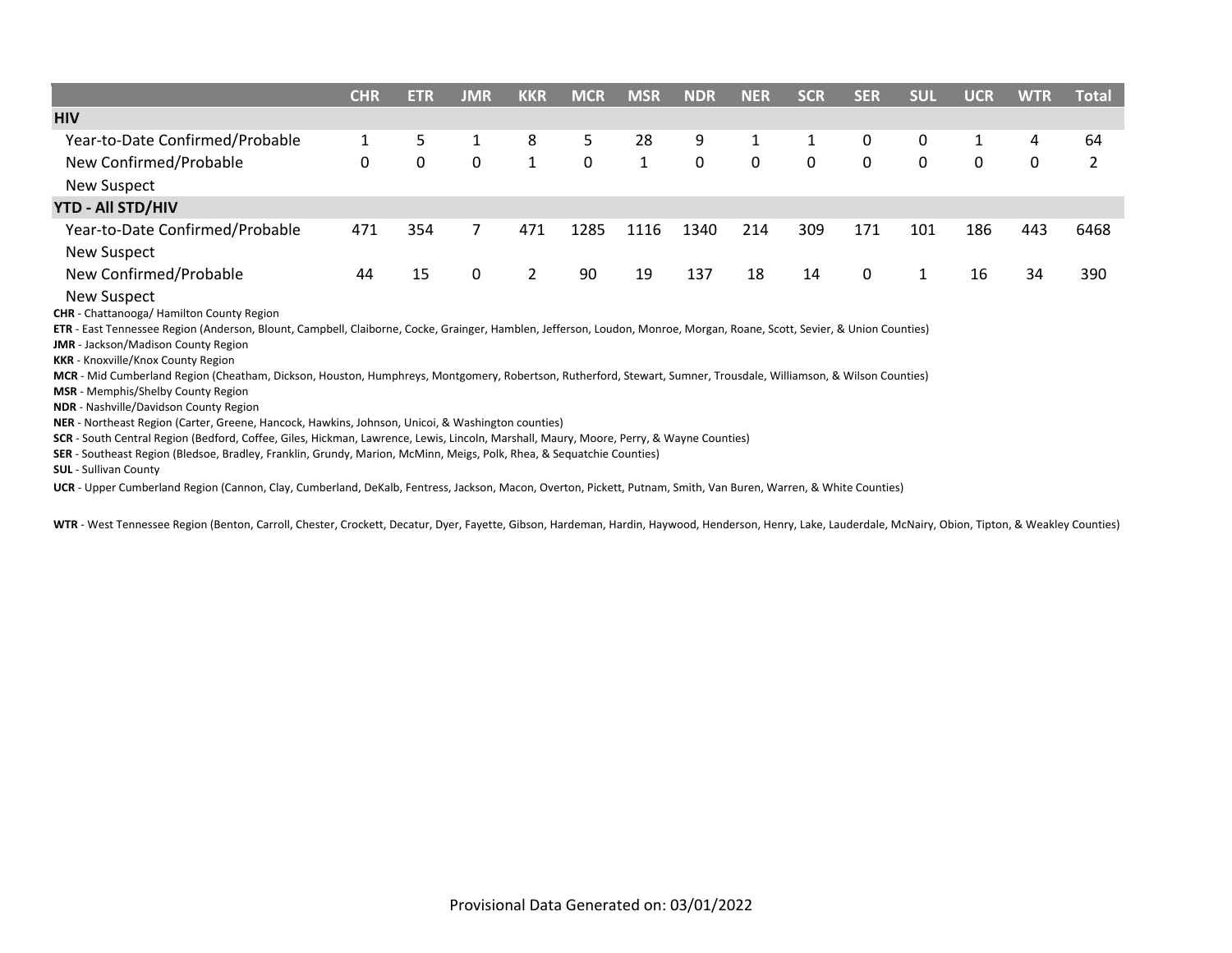| | CHR | ETR | JMR | KKR | MCR | MSR | NDR | NER | SCR | SER | SUL | UCR | WTR | Total |
|---|---|---|---|---|---|---|---|---|---|---|---|---|---|---|
| **HIV** | | | | | | | | | | | | | | |
| Year-to-Date Confirmed/Probable | 1 | 5 | 1 | 8 | 5 | 28 | 9 | 1 | 1 | 0 | 0 | 1 | 4 | 64 |
| New Confirmed/Probable | 0 | 0 | 0 | 1 | 0 | 1 | 0 | 0 | 0 | 0 | 0 | 0 | 0 | 2 |
| New Suspect | | | | | | | | | | | | | | |
| **YTD - All STD/HIV** | | | | | | | | | | | | | | |
| Year-to-Date Confirmed/Probable | 471 | 354 | 7 | 471 | 1285 | 1116 | 1340 | 214 | 309 | 171 | 101 | 186 | 443 | 6468 |
| New Suspect | | | | | | | | | | | | | | |
| New Confirmed/Probable | 44 | 15 | 0 | 2 | 90 | 19 | 137 | 18 | 14 | 0 | 1 | 16 | 34 | 390 |
| New Suspect | | | | | | | | | | | | | | |

**CHR** - Chattanooga/ Hamilton County Region

**ETR** - East Tennessee Region (Anderson, Blount, Campbell, Claiborne, Cocke, Grainger, Hamblen, Jefferson, Loudon, Monroe, Morgan, Roane, Scott, Sevier, & Union Counties)

**JMR** - Jackson/Madison County Region

**KKR** - Knoxville/Knox County Region

**MCR** - Mid Cumberland Region (Cheatham, Dickson, Houston, Humphreys, Montgomery, Robertson, Rutherford, Stewart, Sumner, Trousdale, Williamson, & Wilson Counties)

**MSR** - Memphis/Shelby County Region

**NDR** - Nashville/Davidson County Region

**NER** - Northeast Region (Carter, Greene, Hancock, Hawkins, Johnson, Unicoi, & Washington counties)

**SCR** - South Central Region (Bedford, Coffee, Giles, Hickman, Lawrence, Lewis, Lincoln, Marshall, Maury, Moore, Perry, & Wayne Counties)

**SER** - Southeast Region (Bledsoe, Bradley, Franklin, Grundy, Marion, McMinn, Meigs, Polk, Rhea, & Sequatchie Counties)

**SUL** - Sullivan County

**UCR** - Upper Cumberland Region (Cannon, Clay, Cumberland, DeKalb, Fentress, Jackson, Macon, Overton, Pickett, Putnam, Smith, Van Buren, Warren, & White Counties)

**WTR** - West Tennessee Region (Benton, Carroll, Chester, Crockett, Decatur, Dyer, Fayette, Gibson, Hardeman, Hardin, Haywood, Henderson, Henry, Lake, Lauderdale, McNairy, Obion, Tipton, & Weakley Counties)

Provisional Data Generated on: 03/01/2022